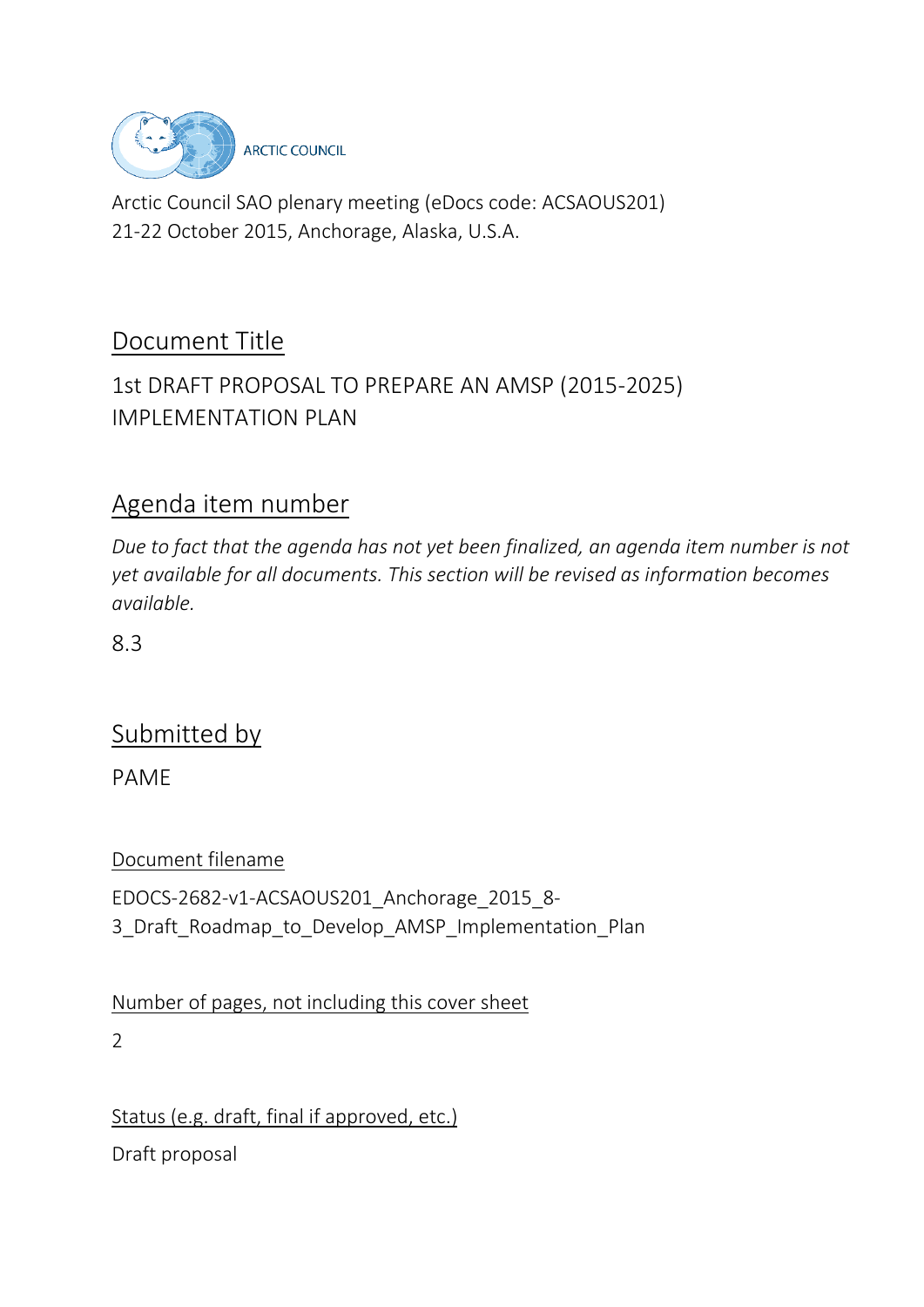ARCTIC COUNCIL

Arctic Council SAO plenary meeting (eDocs code: ACSAOUS201)
21-22 October 2015, Anchorage, Alaska, U.S.A.

## Document Title

1st DRAFT PROPOSAL TO PREPARE AN AMSP (2015-2025) IMPLEMENTATION PLAN

## Agenda item number

*Due to fact that the agenda has not yet been finalized, an agenda item number is not yet available for all documents. This section will be revised as information becomes available.*

8.3

## Submitted by

PAME

### Document filename

EDOCS-2682-v1-ACSAOUS201_Anchorage_2015_8-3_Draft_Roadmap_to_Develop_AMSP_Implementation_Plan

### Number of pages, not including this cover sheet

2

### Status (e.g. draft, final if approved, etc.)

Draft proposal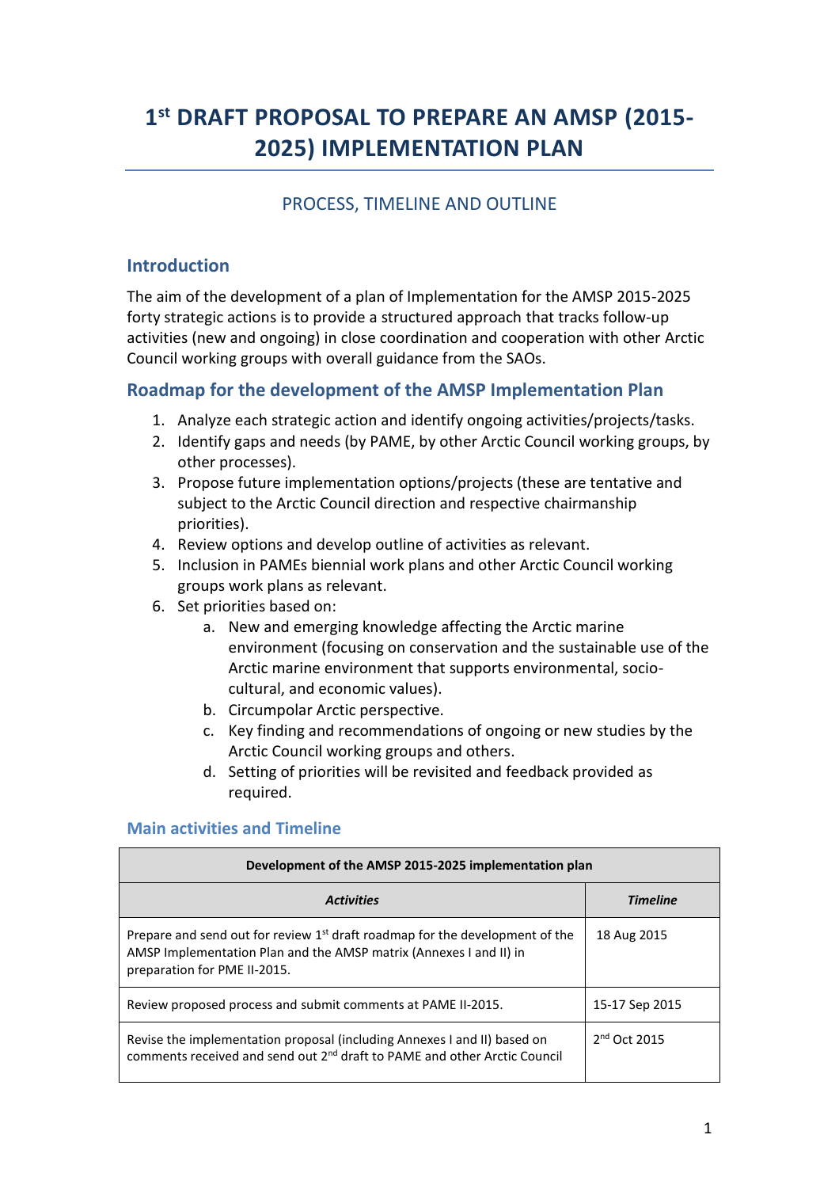# 1st DRAFT PROPOSAL TO PREPARE AN AMSP (2015-2025) IMPLEMENTATION PLAN

## PROCESS, TIMELINE AND OUTLINE

### Introduction

The aim of the development of a plan of Implementation for the AMSP 2015-2025 forty strategic actions is to provide a structured approach that tracks follow-up activities (new and ongoing) in close coordination and cooperation with other Arctic Council working groups with overall guidance from the SAOs.

### Roadmap for the development of the AMSP Implementation Plan

1. Analyze each strategic action and identify ongoing activities/projects/tasks.
2. Identify gaps and needs (by PAME, by other Arctic Council working groups, by other processes).
3. Propose future implementation options/projects (these are tentative and subject to the Arctic Council direction and respective chairmanship priorities).
4. Review options and develop outline of activities as relevant.
5. Inclusion in PAMEs biennial work plans and other Arctic Council working groups work plans as relevant.
6. Set priorities based on:
   a. New and emerging knowledge affecting the Arctic marine environment (focusing on conservation and the sustainable use of the Arctic marine environment that supports environmental, socio-cultural, and economic values).
   b. Circumpolar Arctic perspective.
   c. Key finding and recommendations of ongoing or new studies by the Arctic Council working groups and others.
   d. Setting of priorities will be revisited and feedback provided as required.

#### Main activities and Timeline

| Development of the AMSP 2015-2025 implementation plan | |
|---|---|
| ***Activities*** | ***Timeline*** |
| Prepare and send out for review 1st draft roadmap for the development of the AMSP Implementation Plan and the AMSP matrix (Annexes I and II) in preparation for PME II-2015. | 18 Aug 2015 |
| Review proposed process and submit comments at PAME II-2015. | 15-17 Sep 2015 |
| Revise the implementation proposal (including Annexes I and II) based on comments received and send out 2nd draft to PAME and other Arctic Council | 2nd Oct 2015 |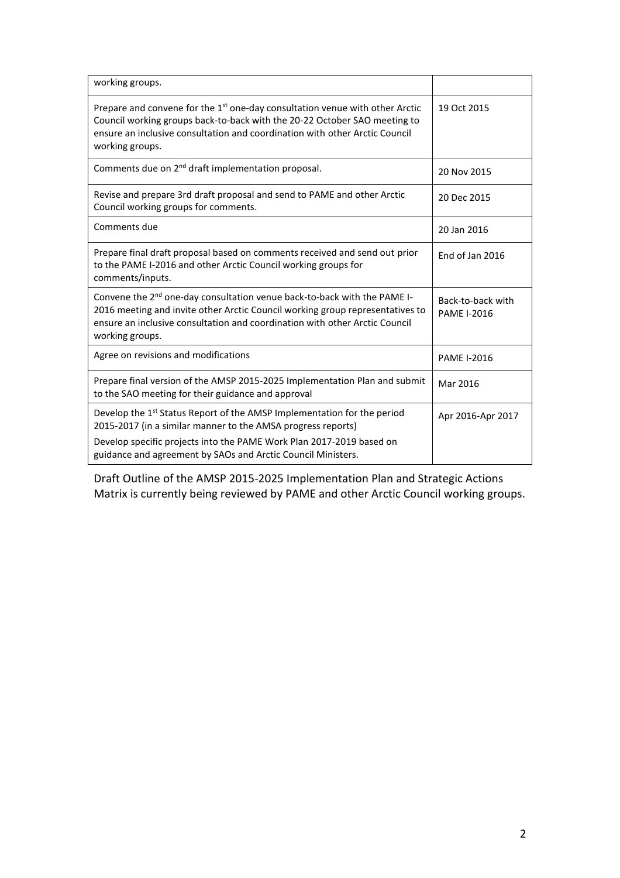| | |
|---|---|
| working groups. | |
| Prepare and convene for the 1st one-day consultation venue with other Arctic Council working groups back-to-back with the 20-22 October SAO meeting to ensure an inclusive consultation and coordination with other Arctic Council working groups. | 19 Oct 2015 |
| Comments due on 2nd draft implementation proposal. | 20 Nov 2015 |
| Revise and prepare 3rd draft proposal and send to PAME and other Arctic Council working groups for comments. | 20 Dec 2015 |
| Comments due | 20 Jan 2016 |
| Prepare final draft proposal based on comments received and send out prior to the PAME I-2016 and other Arctic Council working groups for comments/inputs. | End of Jan 2016 |
| Convene the 2nd one-day consultation venue back-to-back with the PAME I-2016 meeting and invite other Arctic Council working group representatives to ensure an inclusive consultation and coordination with other Arctic Council working groups. | Back-to-back with PAME I-2016 |
| Agree on revisions and modifications | PAME I-2016 |
| Prepare final version of the AMSP 2015-2025 Implementation Plan and submit to the SAO meeting for their guidance and approval | Mar 2016 |
| Develop the 1st Status Report of the AMSP Implementation for the period 2015-2017 (in a similar manner to the AMSA progress reports)<br>Develop specific projects into the PAME Work Plan 2017-2019 based on guidance and agreement by SAOs and Arctic Council Ministers. | Apr 2016-Apr 2017 |

Draft Outline of the AMSP 2015-2025 Implementation Plan and Strategic Actions Matrix is currently being reviewed by PAME and other Arctic Council working groups.